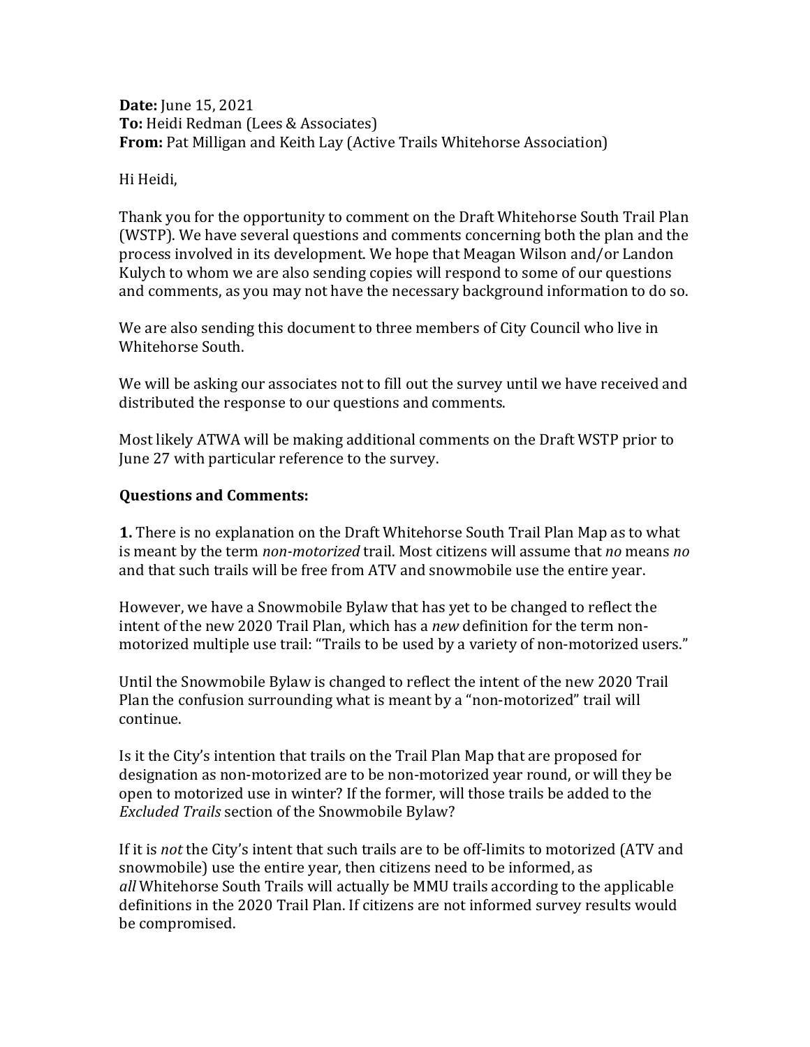**Date:** June 15, 2021
**To:** Heidi Redman (Lees & Associates)
**From:** Pat Milligan and Keith Lay (Active Trails Whitehorse Association)

Hi Heidi,

Thank you for the opportunity to comment on the Draft Whitehorse South Trail Plan (WSTP). We have several questions and comments concerning both the plan and the process involved in its development. We hope that Meagan Wilson and/or Landon Kulych to whom we are also sending copies will respond to some of our questions and comments, as you may not have the necessary background information to do so.

We are also sending this document to three members of City Council who live in Whitehorse South.

We will be asking our associates not to fill out the survey until we have received and distributed the response to our questions and comments.

Most likely ATWA will be making additional comments on the Draft WSTP prior to June 27 with particular reference to the survey.

**Questions and Comments:**

**1.** There is no explanation on the Draft Whitehorse South Trail Plan Map as to what is meant by the term *non-motorized* trail. Most citizens will assume that *no* means *no* and that such trails will be free from ATV and snowmobile use the entire year.

However, we have a Snowmobile Bylaw that has yet to be changed to reflect the intent of the new 2020 Trail Plan, which has a *new* definition for the term non-motorized multiple use trail: "Trails to be used by a variety of non-motorized users."

Until the Snowmobile Bylaw is changed to reflect the intent of the new 2020 Trail Plan the confusion surrounding what is meant by a "non-motorized" trail will continue.

Is it the City's intention that trails on the Trail Plan Map that are proposed for designation as non-motorized are to be non-motorized year round, or will they be open to motorized use in winter? If the former, will those trails be added to the *Excluded Trails* section of the Snowmobile Bylaw?

If it is *not* the City's intent that such trails are to be off-limits to motorized (ATV and snowmobile) use the entire year, then citizens need to be informed, as *all* Whitehorse South Trails will actually be MMU trails according to the applicable definitions in the 2020 Trail Plan. If citizens are not informed survey results would be compromised.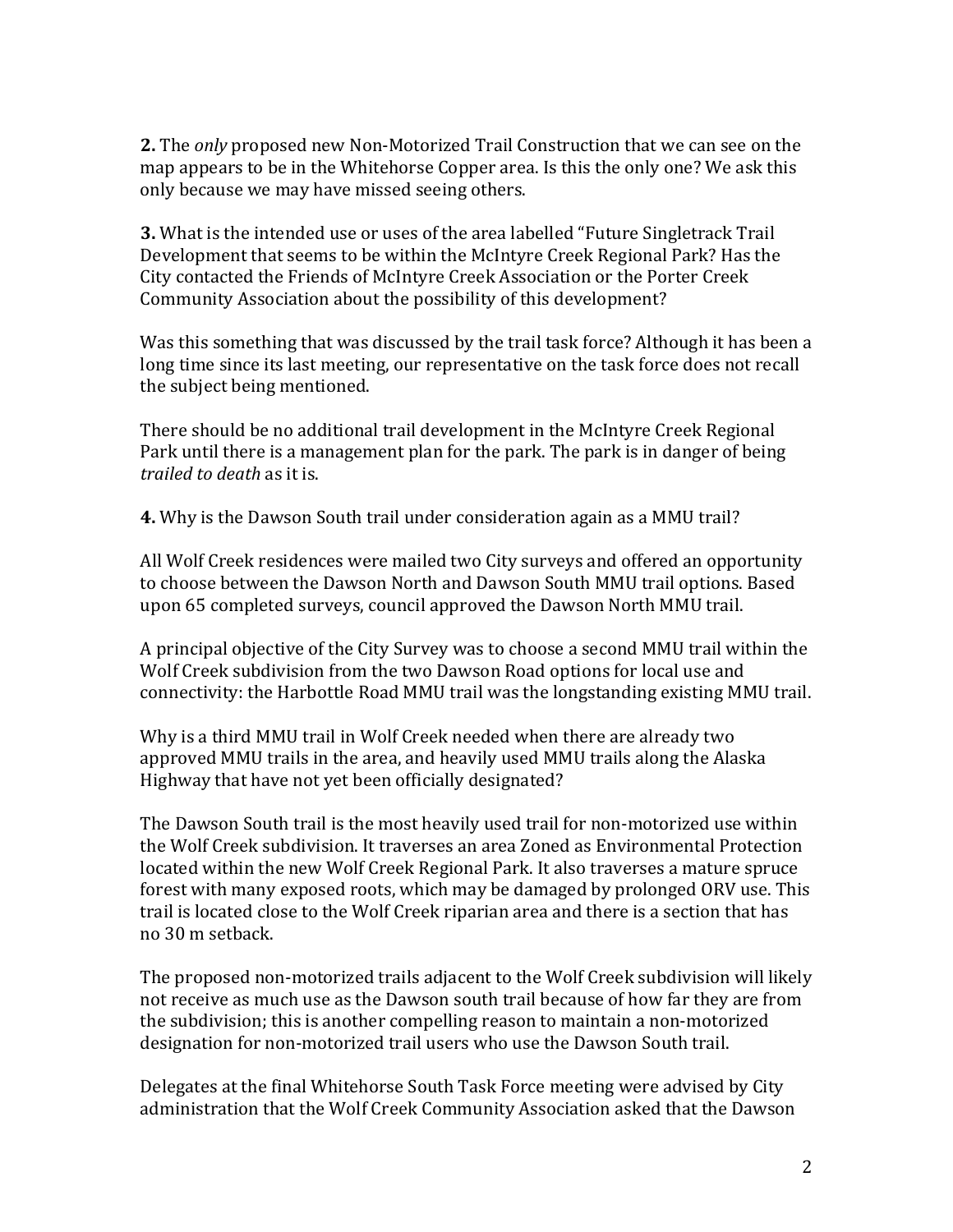**2.** The *only* proposed new Non-Motorized Trail Construction that we can see on the map appears to be in the Whitehorse Copper area. Is this the only one? We ask this only because we may have missed seeing others.

**3.** What is the intended use or uses of the area labelled "Future Singletrack Trail Development that seems to be within the McIntyre Creek Regional Park? Has the City contacted the Friends of McIntyre Creek Association or the Porter Creek Community Association about the possibility of this development?

Was this something that was discussed by the trail task force? Although it has been a long time since its last meeting, our representative on the task force does not recall the subject being mentioned.

There should be no additional trail development in the McIntyre Creek Regional Park until there is a management plan for the park. The park is in danger of being *trailed to death* as it is.

**4.** Why is the Dawson South trail under consideration again as a MMU trail?

All Wolf Creek residences were mailed two City surveys and offered an opportunity to choose between the Dawson North and Dawson South MMU trail options. Based upon 65 completed surveys, council approved the Dawson North MMU trail.

A principal objective of the City Survey was to choose a second MMU trail within the Wolf Creek subdivision from the two Dawson Road options for local use and connectivity: the Harbottle Road MMU trail was the longstanding existing MMU trail.

Why is a third MMU trail in Wolf Creek needed when there are already two approved MMU trails in the area, and heavily used MMU trails along the Alaska Highway that have not yet been officially designated?

The Dawson South trail is the most heavily used trail for non-motorized use within the Wolf Creek subdivision. It traverses an area Zoned as Environmental Protection located within the new Wolf Creek Regional Park. It also traverses a mature spruce forest with many exposed roots, which may be damaged by prolonged ORV use. This trail is located close to the Wolf Creek riparian area and there is a section that has no 30 m setback.

The proposed non-motorized trails adjacent to the Wolf Creek subdivision will likely not receive as much use as the Dawson south trail because of how far they are from the subdivision; this is another compelling reason to maintain a non-motorized designation for non-motorized trail users who use the Dawson South trail.

Delegates at the final Whitehorse South Task Force meeting were advised by City administration that the Wolf Creek Community Association asked that the Dawson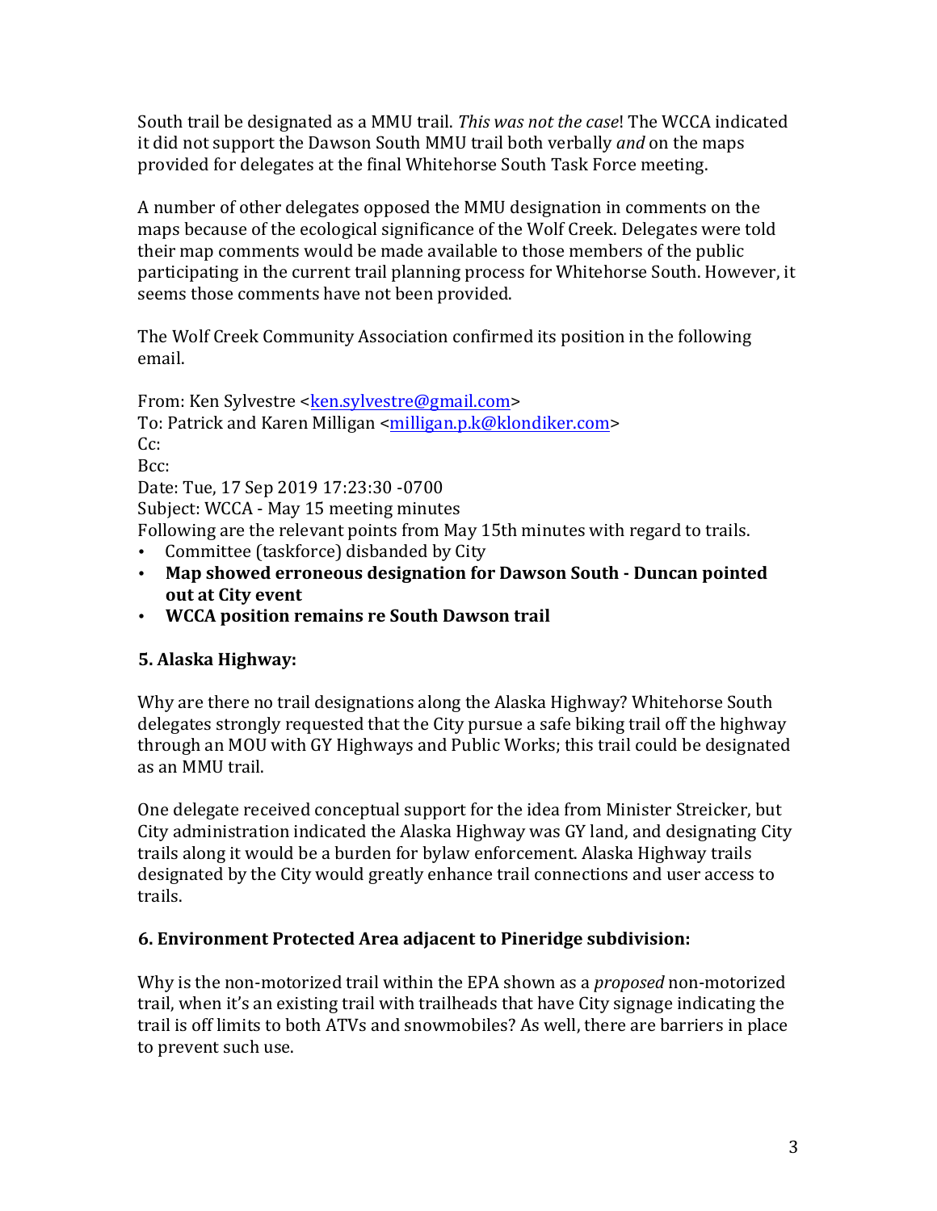South trail be designated as a MMU trail. *This was not the case*! The WCCA indicated it did not support the Dawson South MMU trail both verbally *and* on the maps provided for delegates at the final Whitehorse South Task Force meeting.

A number of other delegates opposed the MMU designation in comments on the maps because of the ecological significance of the Wolf Creek. Delegates were told their map comments would be made available to those members of the public participating in the current trail planning process for Whitehorse South. However, it seems those comments have not been provided.

The Wolf Creek Community Association confirmed its position in the following email.

From: Ken Sylvestre <ken.sylvestre@gmail.com>
To: Patrick and Karen Milligan <milligan.p.k@klondiker.com>
Cc:
Bcc:
Date: Tue, 17 Sep 2019 17:23:30 -0700
Subject: WCCA - May 15 meeting minutes
Following are the relevant points from May 15th minutes with regard to trails.

- Committee (taskforce) disbanded by City
- **Map showed erroneous designation for Dawson South - Duncan pointed out at City event**
- **WCCA position remains re South Dawson trail**

### 5. Alaska Highway:

Why are there no trail designations along the Alaska Highway? Whitehorse South delegates strongly requested that the City pursue a safe biking trail off the highway through an MOU with GY Highways and Public Works; this trail could be designated as an MMU trail.

One delegate received conceptual support for the idea from Minister Streicker, but City administration indicated the Alaska Highway was GY land, and designating City trails along it would be a burden for bylaw enforcement. Alaska Highway trails designated by the City would greatly enhance trail connections and user access to trails.

### 6. Environment Protected Area adjacent to Pineridge subdivision:

Why is the non-motorized trail within the EPA shown as a *proposed* non-motorized trail, when it's an existing trail with trailheads that have City signage indicating the trail is off limits to both ATVs and snowmobiles? As well, there are barriers in place to prevent such use.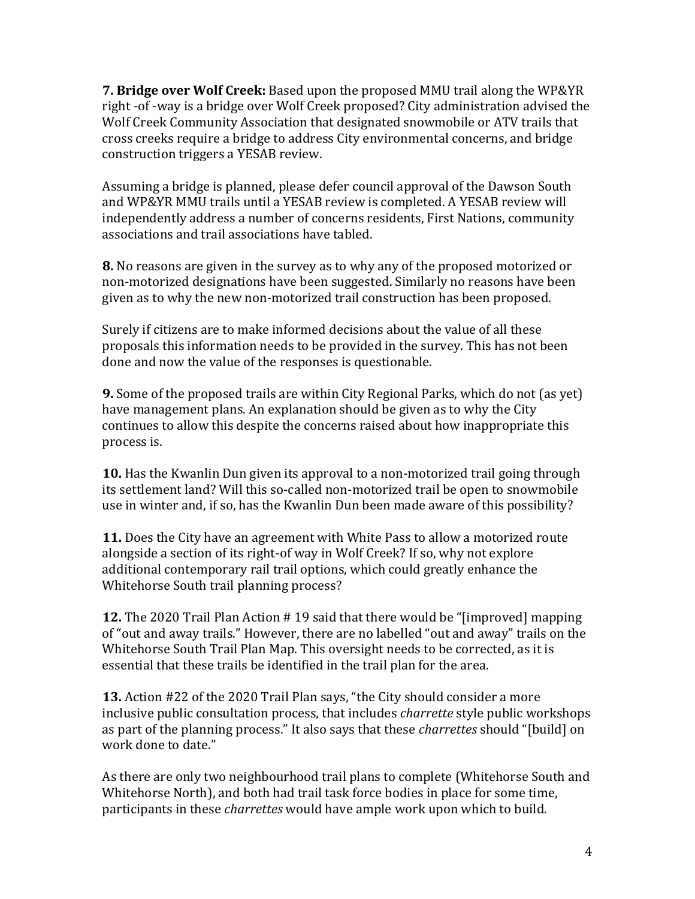**7. Bridge over Wolf Creek:** Based upon the proposed MMU trail along the WP&YR right -of -way is a bridge over Wolf Creek proposed? City administration advised the Wolf Creek Community Association that designated snowmobile or ATV trails that cross creeks require a bridge to address City environmental concerns, and bridge construction triggers a YESAB review.

Assuming a bridge is planned, please defer council approval of the Dawson South and WP&YR MMU trails until a YESAB review is completed. A YESAB review will independently address a number of concerns residents, First Nations, community associations and trail associations have tabled.

**8.** No reasons are given in the survey as to why any of the proposed motorized or non-motorized designations have been suggested. Similarly no reasons have been given as to why the new non-motorized trail construction has been proposed.

Surely if citizens are to make informed decisions about the value of all these proposals this information needs to be provided in the survey. This has not been done and now the value of the responses is questionable.

**9.** Some of the proposed trails are within City Regional Parks, which do not (as yet) have management plans. An explanation should be given as to why the City continues to allow this despite the concerns raised about how inappropriate this process is.

**10.** Has the Kwanlin Dun given its approval to a non-motorized trail going through its settlement land? Will this so-called non-motorized trail be open to snowmobile use in winter and, if so, has the Kwanlin Dun been made aware of this possibility?

**11.** Does the City have an agreement with White Pass to allow a motorized route alongside a section of its right-of way in Wolf Creek? If so, why not explore additional contemporary rail trail options, which could greatly enhance the Whitehorse South trail planning process?

**12.** The 2020 Trail Plan Action # 19 said that there would be "[improved] mapping of "out and away trails." However, there are no labelled "out and away" trails on the Whitehorse South Trail Plan Map. This oversight needs to be corrected, as it is essential that these trails be identified in the trail plan for the area.

**13.** Action #22 of the 2020 Trail Plan says, "the City should consider a more inclusive public consultation process, that includes *charrette* style public workshops as part of the planning process." It also says that these *charrettes* should "[build] on work done to date."

As there are only two neighbourhood trail plans to complete (Whitehorse South and Whitehorse North), and both had trail task force bodies in place for some time, participants in these *charrettes* would have ample work upon which to build.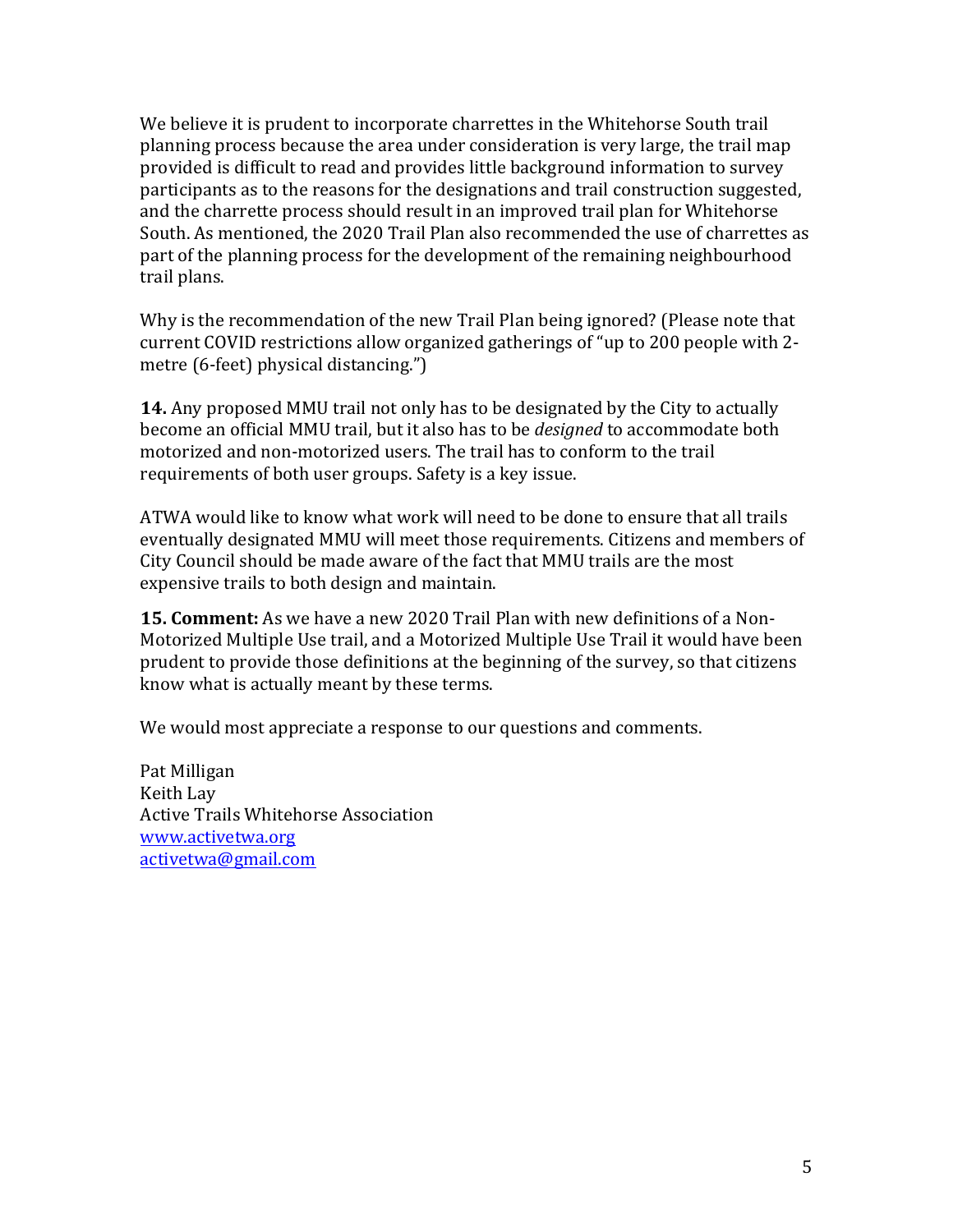We believe it is prudent to incorporate charrettes in the Whitehorse South trail planning process because the area under consideration is very large, the trail map provided is difficult to read and provides little background information to survey participants as to the reasons for the designations and trail construction suggested, and the charrette process should result in an improved trail plan for Whitehorse South. As mentioned, the 2020 Trail Plan also recommended the use of charrettes as part of the planning process for the development of the remaining neighbourhood trail plans.

Why is the recommendation of the new Trail Plan being ignored? (Please note that current COVID restrictions allow organized gatherings of "up to 200 people with 2-metre (6-feet) physical distancing.")

**14.** Any proposed MMU trail not only has to be designated by the City to actually become an official MMU trail, but it also has to be *designed* to accommodate both motorized and non-motorized users. The trail has to conform to the trail requirements of both user groups. Safety is a key issue.

ATWA would like to know what work will need to be done to ensure that all trails eventually designated MMU will meet those requirements. Citizens and members of City Council should be made aware of the fact that MMU trails are the most expensive trails to both design and maintain.

**15. Comment:** As we have a new 2020 Trail Plan with new definitions of a Non-Motorized Multiple Use trail, and a Motorized Multiple Use Trail it would have been prudent to provide those definitions at the beginning of the survey, so that citizens know what is actually meant by these terms.

We would most appreciate a response to our questions and comments.

Pat Milligan
Keith Lay
Active Trails Whitehorse Association
[www.activetwa.org](http://www.activetwa.org)
[activetwa@gmail.com](mailto:activetwa@gmail.com)